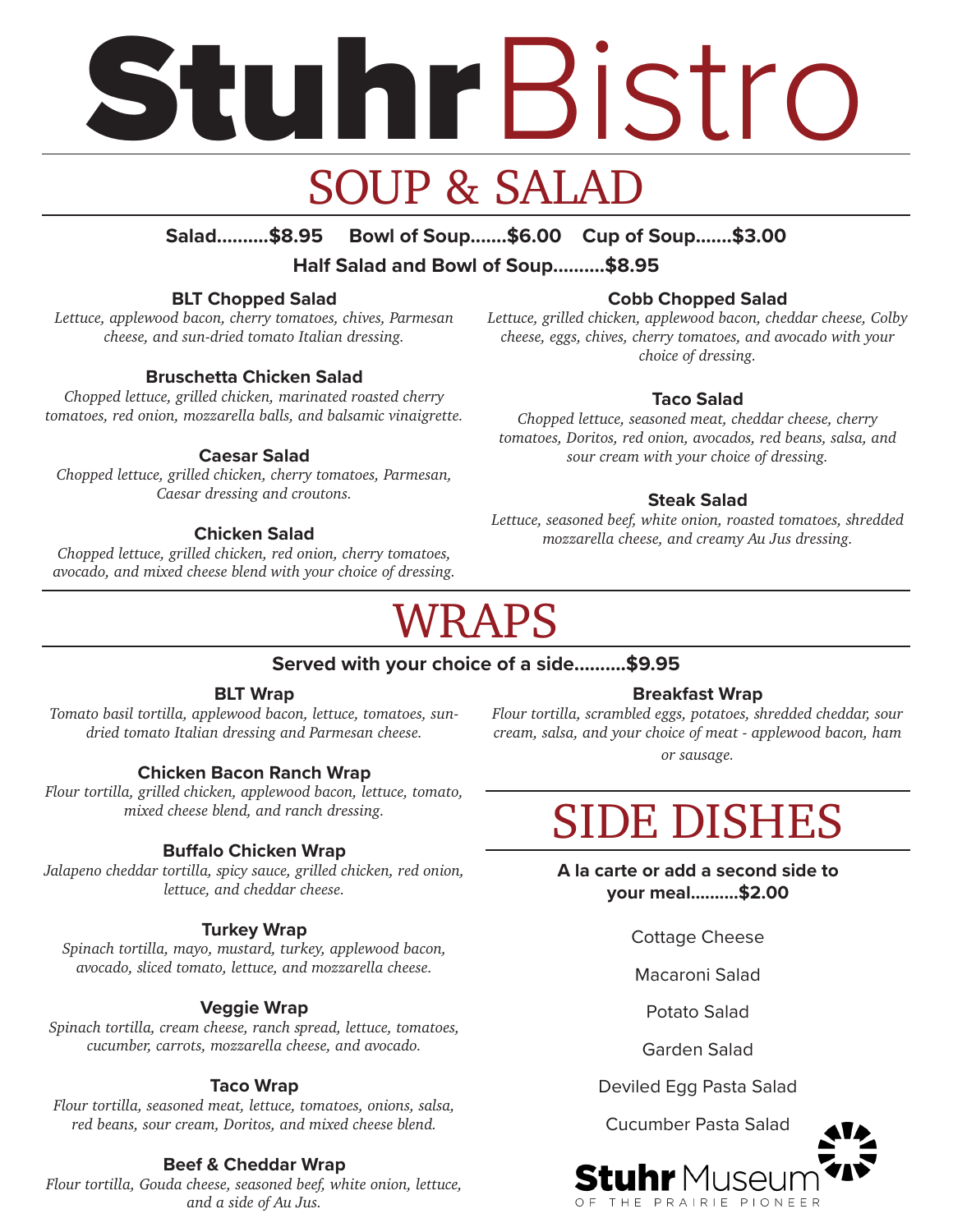# Stuhr Bistro

## SOUP & SALAD

**Salad..........$8.95 Bowl of Soup.......$6.00 Cup of Soup.......$3.00**

**Half Salad and Bowl of Soup..........$8.95**

### BLT Chopped Salad
*Lettuce, applewood bacon, cherry tomatoes, chives, Parmesan cheese, and sun-dried tomato Italian dressing.*

### Bruschetta Chicken Salad
*Chopped lettuce, grilled chicken, marinated roasted cherry tomatoes, red onion, mozzarella balls, and balsamic vinaigrette.*

### Caesar Salad
*Chopped lettuce, grilled chicken, cherry tomatoes, Parmesan, Caesar dressing and croutons.*

### Chicken Salad
*Chopped lettuce, grilled chicken, red onion, cherry tomatoes, avocado, and mixed cheese blend with your choice of dressing.*

### Cobb Chopped Salad
*Lettuce, grilled chicken, applewood bacon, cheddar cheese, Colby cheese, eggs, chives, cherry tomatoes, and avocado with your choice of dressing.*

### Taco Salad
*Chopped lettuce, seasoned meat, cheddar cheese, cherry tomatoes, Doritos, red onion, avocados, red beans, salsa, and sour cream with your choice of dressing.*

### Steak Salad
*Lettuce, seasoned beef, white onion, roasted tomatoes, shredded mozzarella cheese, and creamy Au Jus dressing.*

## WRAPS

**Served with your choice of a side..........$9.95**

### BLT Wrap
*Tomato basil tortilla, applewood bacon, lettuce, tomatoes, sun-dried tomato Italian dressing and Parmesan cheese.*

### Chicken Bacon Ranch Wrap
*Flour tortilla, grilled chicken, applewood bacon, lettuce, tomato, mixed cheese blend, and ranch dressing.*

### Buffalo Chicken Wrap
*Jalapeno cheddar tortilla, spicy sauce, grilled chicken, red onion, lettuce, and cheddar cheese.*

### Turkey Wrap
*Spinach tortilla, mayo, mustard, turkey, applewood bacon, avocado, sliced tomato, lettuce, and mozzarella cheese.*

### Veggie Wrap
*Spinach tortilla, cream cheese, ranch spread, lettuce, tomatoes, cucumber, carrots, mozzarella cheese, and avocado.*

### Taco Wrap
*Flour tortilla, seasoned meat, lettuce, tomatoes, onions, salsa, red beans, sour cream, Doritos, and mixed cheese blend.*

### Beef & Cheddar Wrap
*Flour tortilla, Gouda cheese, seasoned beef, white onion, lettuce, and a side of Au Jus.*

### Breakfast Wrap
*Flour tortilla, scrambled eggs, potatoes, shredded cheddar, sour cream, salsa, and your choice of meat - applewood bacon, ham or sausage.*

## SIDE DISHES

**A la carte or add a second side to your meal..........$2.00**

Cottage Cheese

Macaroni Salad

Potato Salad

Garden Salad

Deviled Egg Pasta Salad

Cucumber Pasta Salad

Stuhr Museum OF THE PRAIRIE PIONEER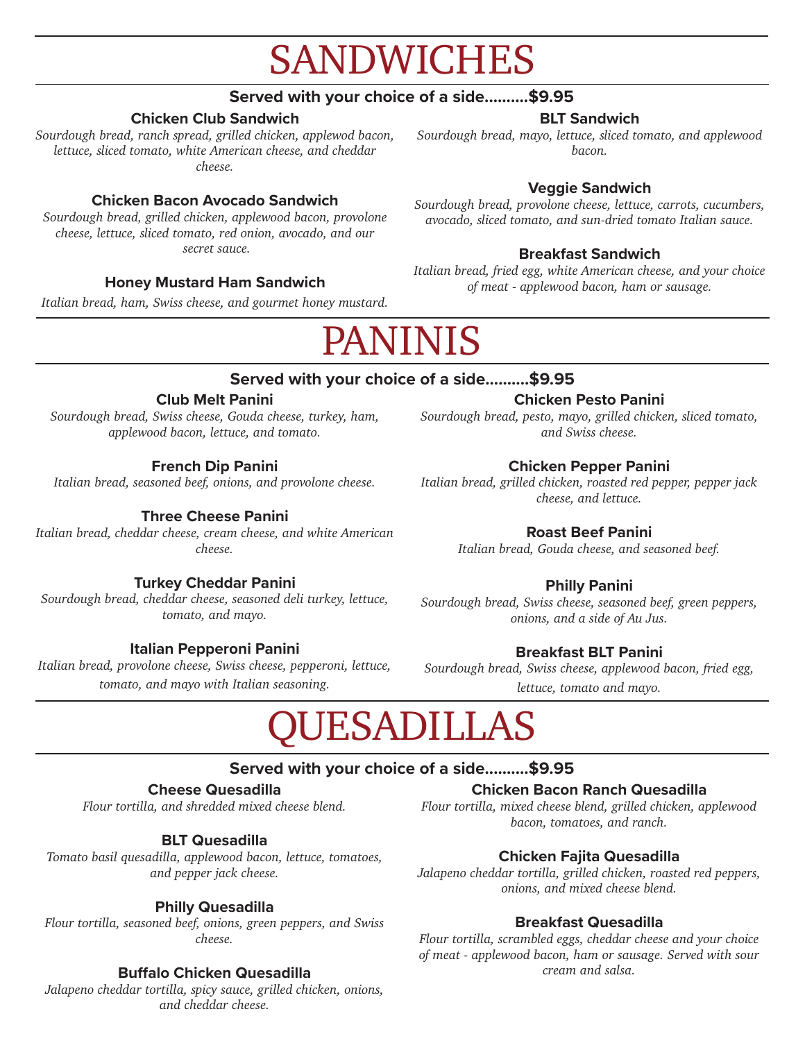# SANDWICHES

**Served with your choice of a side..........$9.95**

### Chicken Club Sandwich

*Sourdough bread, ranch spread, grilled chicken, applewood bacon, lettuce, sliced tomato, white American cheese, and cheddar cheese.*

### Chicken Bacon Avocado Sandwich

*Sourdough bread, grilled chicken, applewood bacon, provolone cheese, lettuce, sliced tomato, red onion, avocado, and our secret sauce.*

### Honey Mustard Ham Sandwich

*Italian bread, ham, Swiss cheese, and gourmet honey mustard.*

### BLT Sandwich

*Sourdough bread, mayo, lettuce, sliced tomato, and applewood bacon.*

### Veggie Sandwich

*Sourdough bread, provolone cheese, lettuce, carrots, cucumbers, avocado, sliced tomato, and sun-dried tomato Italian sauce.*

### Breakfast Sandwich

*Italian bread, fried egg, white American cheese, and your choice of meat - applewood bacon, ham or sausage.*

# PANINIS

**Served with your choice of a side..........$9.95**

### Club Melt Panini

*Sourdough bread, Swiss cheese, Gouda cheese, turkey, ham, applewood bacon, lettuce, and tomato.*

### French Dip Panini

*Italian bread, seasoned beef, onions, and provolone cheese.*

### Three Cheese Panini

*Italian bread, cheddar cheese, cream cheese, and white American cheese.*

### Turkey Cheddar Panini

*Sourdough bread, cheddar cheese, seasoned deli turkey, lettuce, tomato, and mayo.*

### Italian Pepperoni Panini

*Italian bread, provolone cheese, Swiss cheese, pepperoni, lettuce, tomato, and mayo with Italian seasoning.*

### Chicken Pesto Panini

*Sourdough bread, pesto, mayo, grilled chicken, sliced tomato, and Swiss cheese.*

### Chicken Pepper Panini

*Italian bread, grilled chicken, roasted red pepper, pepper jack cheese, and lettuce.*

### Roast Beef Panini

*Italian bread, Gouda cheese, and seasoned beef.*

### Philly Panini

*Sourdough bread, Swiss cheese, seasoned beef, green peppers, onions, and a side of Au Jus.*

### Breakfast BLT Panini

*Sourdough bread, Swiss cheese, applewood bacon, fried egg, lettuce, tomato and mayo.*

# QUESADILLAS

**Served with your choice of a side..........$9.95**

### Cheese Quesadilla

*Flour tortilla, and shredded mixed cheese blend.*

### BLT Quesadilla

*Tomato basil quesadilla, applewood bacon, lettuce, tomatoes, and pepper jack cheese.*

### Philly Quesadilla

*Flour tortilla, seasoned beef, onions, green peppers, and Swiss cheese.*

### Buffalo Chicken Quesadilla

*Jalapeno cheddar tortilla, spicy sauce, grilled chicken, onions, and cheddar cheese.*

### Chicken Bacon Ranch Quesadilla

*Flour tortilla, mixed cheese blend, grilled chicken, applewood bacon, tomatoes, and ranch.*

### Chicken Fajita Quesadilla

*Jalapeno cheddar tortilla, grilled chicken, roasted red peppers, onions, and mixed cheese blend.*

### Breakfast Quesadilla

*Flour tortilla, scrambled eggs, cheddar cheese and your choice of meat - applewood bacon, ham or sausage. Served with sour cream and salsa.*